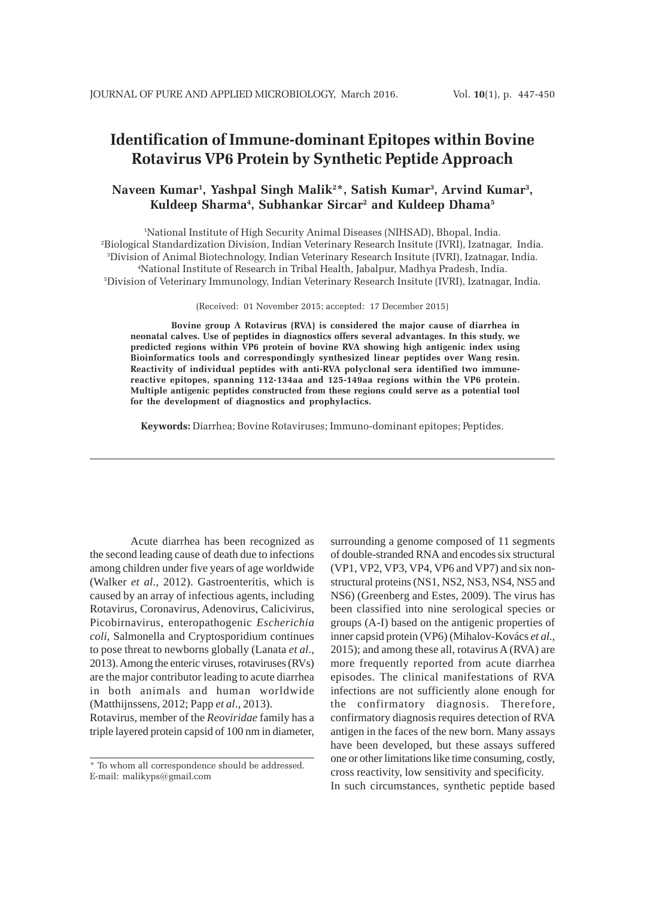# Identification of Immune-dominant Epitopes within Bovine Rotavirus VP6 Protein by Synthetic Peptide Approach

**Naveen Kumar[1], Yashpal Singh Malik[2]*, Satish Kumar[3], Arvind Kumar[3], Kuldeep Sharma[4], Subhankar Sircar[2] and Kuldeep Dhama[5]**

[1]National Institute of High Security Animal Diseases (NIHSAD), Bhopal, India.
[2]Biological Standardization Division, Indian Veterinary Research Insitute (IVRI), Izatnagar, India.
[3]Division of Animal Biotechnology, Indian Veterinary Research Insitute (IVRI), Izatnagar, India.
[4]National Institute of Research in Tribal Health, Jabalpur, Madhya Pradesh, India.
[5]Division of Veterinary Immunology, Indian Veterinary Research Insitute (IVRI), Izatnagar, India.

(Received: 01 November 2015; accepted: 17 December 2015)

**Bovine group A Rotavirus (RVA) is considered the major cause of diarrhea in neonatal calves. Use of peptides in diagnostics offers several advantages. In this study, we predicted regions within VP6 protein of bovine RVA showing high antigenic index using Bioinformatics tools and correspondingly synthesized linear peptides over Wang resin. Reactivity of individual peptides with anti-RVA polyclonal sera identified two immune-reactive epitopes, spanning 112-134aa and 125-149aa regions within the VP6 protein. Multiple antigenic peptides constructed from these regions could serve as a potential tool for the development of diagnostics and prophylactics.**

**Keywords:** Diarrhea; Bovine Rotaviruses; Immuno-dominant epitopes; Peptides.

---

Acute diarrhea has been recognized as the second leading cause of death due to infections among children under five years of age worldwide (Walker *et al*., 2012). Gastroenteritis, which is caused by an array of infectious agents, including Rotavirus, Coronavirus, Adenovirus, Calicivirus, Picobirnavirus, enteropathogenic *Escherichia coli*, Salmonella and Cryptosporidium continues to pose threat to newborns globally (Lanata *et al*., 2013). Among the enteric viruses, rotaviruses (RVs) are the major contributor leading to acute diarrhea in both animals and human worldwide (Matthijnssens, 2012; Papp *et al*., 2013).

Rotavirus, member of the *Reoviridae* family has a triple layered protein capsid of 100 nm in diameter, surrounding a genome composed of 11 segments of double-stranded RNA and encodes six structural (VP1, VP2, VP3, VP4, VP6 and VP7) and six non-structural proteins (NS1, NS2, NS3, NS4, NS5 and NS6) (Greenberg and Estes, 2009). The virus has been classified into nine serological species or groups (A-I) based on the antigenic properties of inner capsid protein (VP6) (Mihalov-Kovács *et al*., 2015); and among these all, rotavirus A (RVA) are more frequently reported from acute diarrhea episodes. The clinical manifestations of RVA infections are not sufficiently alone enough for the confirmatory diagnosis. Therefore, confirmatory diagnosis requires detection of RVA antigen in the faces of the new born. Many assays have been developed, but these assays suffered one or other limitations like time consuming, costly, cross reactivity, low sensitivity and specificity.

In such circumstances, synthetic peptide based

\* To whom all correspondence should be addressed.
E-mail: malikyps@gmail.com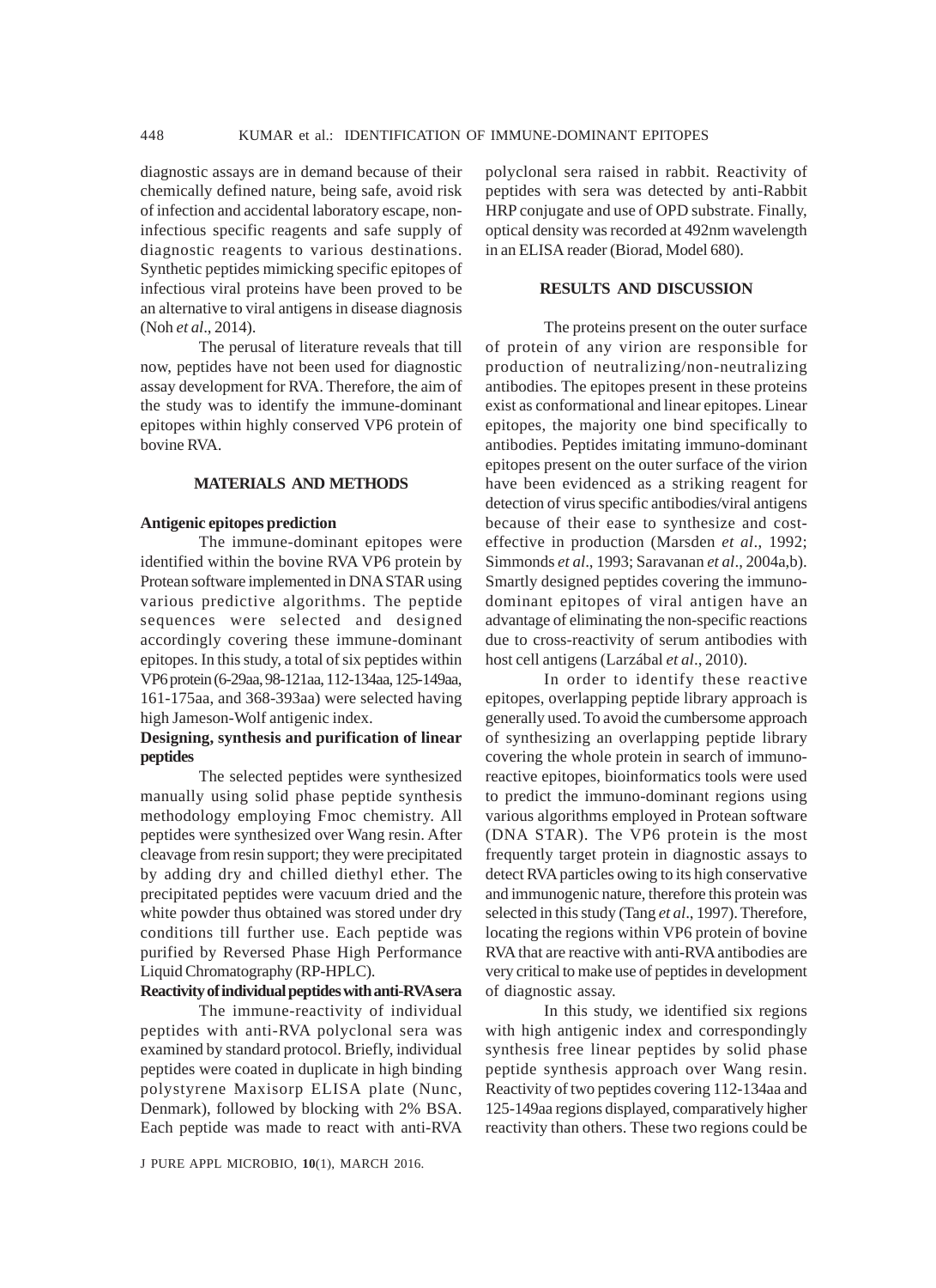diagnostic assays are in demand because of their chemically defined nature, being safe, avoid risk of infection and accidental laboratory escape, non-infectious specific reagents and safe supply of diagnostic reagents to various destinations. Synthetic peptides mimicking specific epitopes of infectious viral proteins have been proved to be an alternative to viral antigens in disease diagnosis (Noh *et al*., 2014).

The perusal of literature reveals that till now, peptides have not been used for diagnostic assay development for RVA. Therefore, the aim of the study was to identify the immune-dominant epitopes within highly conserved VP6 protein of bovine RVA.

## MATERIALS AND METHODS

### Antigenic epitopes prediction

The immune-dominant epitopes were identified within the bovine RVA VP6 protein by Protean software implemented in DNA STAR using various predictive algorithms. The peptide sequences were selected and designed accordingly covering these immune-dominant epitopes. In this study, a total of six peptides within VP6 protein (6-29aa, 98-121aa, 112-134aa, 125-149aa, 161-175aa, and 368-393aa) were selected having high Jameson-Wolf antigenic index.

### Designing, synthesis and purification of linear peptides

The selected peptides were synthesized manually using solid phase peptide synthesis methodology employing Fmoc chemistry. All peptides were synthesized over Wang resin. After cleavage from resin support; they were precipitated by adding dry and chilled diethyl ether. The precipitated peptides were vacuum dried and the white powder thus obtained was stored under dry conditions till further use. Each peptide was purified by Reversed Phase High Performance Liquid Chromatography (RP-HPLC).

### Reactivity of individual peptides with anti-RVA sera

The immune-reactivity of individual peptides with anti-RVA polyclonal sera was examined by standard protocol. Briefly, individual peptides were coated in duplicate in high binding polystyrene Maxisorp ELISA plate (Nunc, Denmark), followed by blocking with 2% BSA. Each peptide was made to react with anti-RVA polyclonal sera raised in rabbit. Reactivity of peptides with sera was detected by anti-Rabbit HRP conjugate and use of OPD substrate. Finally, optical density was recorded at 492nm wavelength in an ELISA reader (Biorad, Model 680).

## RESULTS AND DISCUSSION

The proteins present on the outer surface of protein of any virion are responsible for production of neutralizing/non-neutralizing antibodies. The epitopes present in these proteins exist as conformational and linear epitopes. Linear epitopes, the majority one bind specifically to antibodies. Peptides imitating immuno-dominant epitopes present on the outer surface of the virion have been evidenced as a striking reagent for detection of virus specific antibodies/viral antigens because of their ease to synthesize and cost-effective in production (Marsden *et al*., 1992; Simmonds *et al*., 1993; Saravanan *et al*., 2004a,b). Smartly designed peptides covering the immuno-dominant epitopes of viral antigen have an advantage of eliminating the non-specific reactions due to cross-reactivity of serum antibodies with host cell antigens (Larzábal *et al*., 2010).

In order to identify these reactive epitopes, overlapping peptide library approach is generally used. To avoid the cumbersome approach of synthesizing an overlapping peptide library covering the whole protein in search of immuno-reactive epitopes, bioinformatics tools were used to predict the immuno-dominant regions using various algorithms employed in Protean software (DNA STAR). The VP6 protein is the most frequently target protein in diagnostic assays to detect RVA particles owing to its high conservative and immunogenic nature, therefore this protein was selected in this study (Tang *et al*., 1997). Therefore, locating the regions within VP6 protein of bovine RVA that are reactive with anti-RVA antibodies are very critical to make use of peptides in development of diagnostic assay.

In this study, we identified six regions with high antigenic index and correspondingly synthesis free linear peptides by solid phase peptide synthesis approach over Wang resin. Reactivity of two peptides covering 112-134aa and 125-149aa regions displayed, comparatively higher reactivity than others. These two regions could be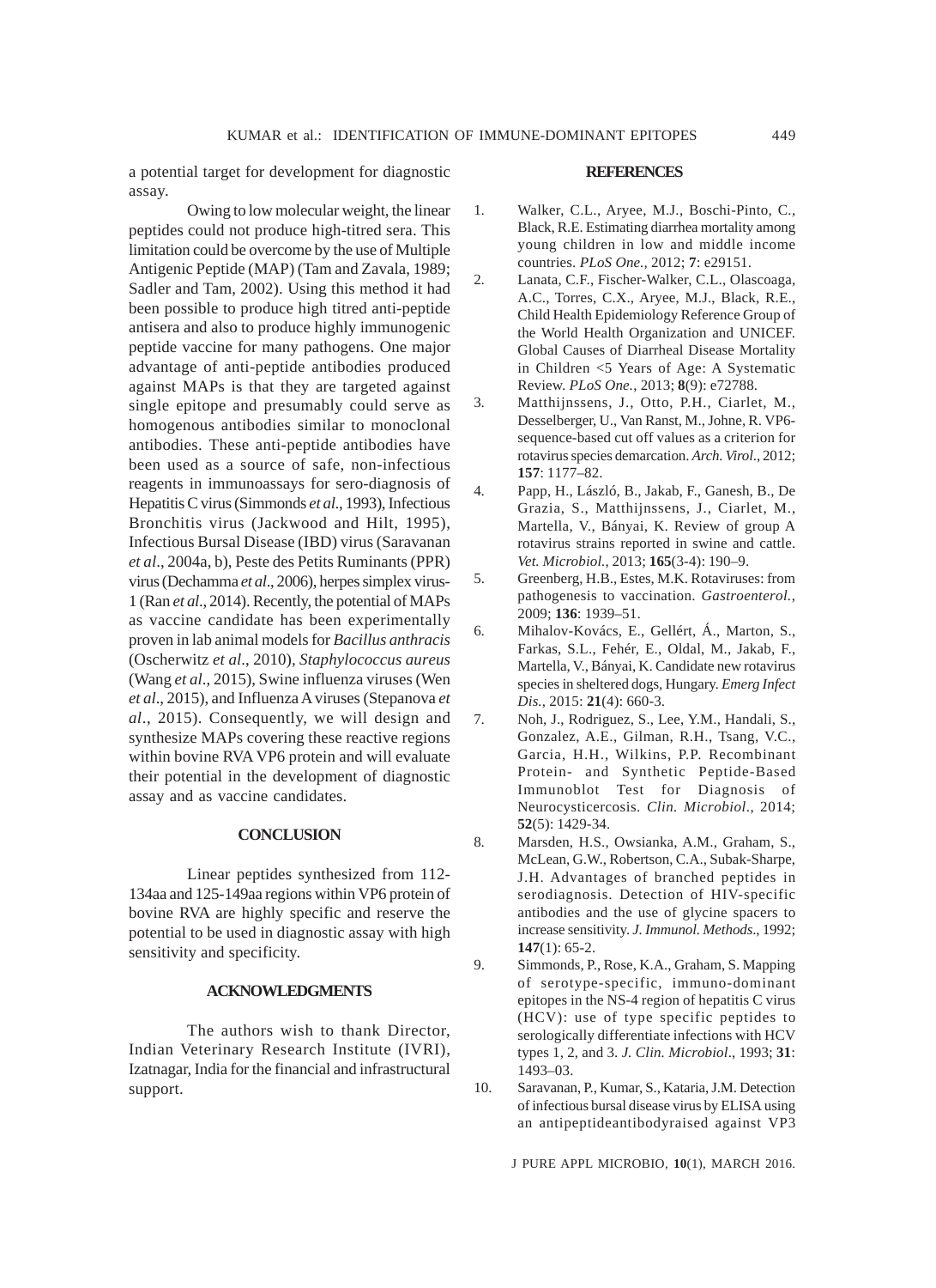a potential target for development for diagnostic assay.

Owing to low molecular weight, the linear peptides could not produce high-titred sera. This limitation could be overcome by the use of Multiple Antigenic Peptide (MAP) (Tam and Zavala, 1989; Sadler and Tam, 2002). Using this method it had been possible to produce high titred anti-peptide antisera and also to produce highly immunogenic peptide vaccine for many pathogens. One major advantage of anti-peptide antibodies produced against MAPs is that they are targeted against single epitope and presumably could serve as homogenous antibodies similar to monoclonal antibodies. These anti-peptide antibodies have been used as a source of safe, non-infectious reagents in immunoassays for sero-diagnosis of Hepatitis C virus (Simmonds *et al*., 1993), Infectious Bronchitis virus (Jackwood and Hilt, 1995), Infectious Bursal Disease (IBD) virus (Saravanan *et al*., 2004a, b), Peste des Petits Ruminants (PPR) virus (Dechamma *et al*., 2006), herpes simplex virus-1 (Ran *et al*., 2014). Recently, the potential of MAPs as vaccine candidate has been experimentally proven in lab animal models for *Bacillus anthracis* (Oscherwitz *et al*., 2010), *Staphylococcus aureus* (Wang *et al*., 2015), Swine influenza viruses (Wen *et al*., 2015), and Influenza A viruses (Stepanova *et al*., 2015). Consequently, we will design and synthesize MAPs covering these reactive regions within bovine RVA VP6 protein and will evaluate their potential in the development of diagnostic assay and as vaccine candidates.

## CONCLUSION

Linear peptides synthesized from 112-134aa and 125-149aa regions within VP6 protein of bovine RVA are highly specific and reserve the potential to be used in diagnostic assay with high sensitivity and specificity.

## ACKNOWLEDGMENTS

The authors wish to thank Director, Indian Veterinary Research Institute (IVRI), Izatnagar, India for the financial and infrastructural support.

## REFERENCES

1. Walker, C.L., Aryee, M.J., Boschi-Pinto, C., Black, R.E. Estimating diarrhea mortality among young children in low and middle income countries. *PLoS One.*, 2012; **7**: e29151.
2. Lanata, C.F., Fischer-Walker, C.L., Olascoaga, A.C., Torres, C.X., Aryee, M.J., Black, R.E., Child Health Epidemiology Reference Group of the World Health Organization and UNICEF. Global Causes of Diarrheal Disease Mortality in Children <5 Years of Age: A Systematic Review. *PLoS One.*, 2013; **8**(9): e72788.
3. Matthijnssens, J., Otto, P.H., Ciarlet, M., Desselberger, U., Van Ranst, M., Johne, R. VP6-sequence-based cut off values as a criterion for rotavirus species demarcation. *Arch. Virol.*, 2012; **157**: 1177–82.
4. Papp, H., László, B., Jakab, F., Ganesh, B., De Grazia, S., Matthijnssens, J., Ciarlet, M., Martella, V., Bányai, K. Review of group A rotavirus strains reported in swine and cattle. *Vet. Microbiol.*, 2013; **165**(3-4): 190–9.
5. Greenberg, H.B., Estes, M.K. Rotaviruses: from pathogenesis to vaccination. *Gastroenterol.*, 2009; **136**: 1939–51.
6. Mihalov-Kovács, E., Gellért, Á., Marton, S., Farkas, S.L., Fehér, E., Oldal, M., Jakab, F., Martella, V., Bányai, K. Candidate new rotavirus species in sheltered dogs, Hungary. *Emerg Infect Dis.*, 2015: **21**(4): 660-3.
7. Noh, J., Rodriguez, S., Lee, Y.M., Handali, S., Gonzalez, A.E., Gilman, R.H., Tsang, V.C., Garcia, H.H., Wilkins, P.P. Recombinant Protein- and Synthetic Peptide-Based Immunoblot Test for Diagnosis of Neurocysticercosis. *Clin. Microbiol.*, 2014; **52**(5): 1429-34.
8. Marsden, H.S., Owsianka, A.M., Graham, S., McLean, G.W., Robertson, C.A., Subak-Sharpe, J.H. Advantages of branched peptides in serodiagnosis. Detection of HIV-specific antibodies and the use of glycine spacers to increase sensitivity. *J. Immunol. Methods.*, 1992; **147**(1): 65-2.
9. Simmonds, P., Rose, K.A., Graham, S. Mapping of serotype-specific, immuno-dominant epitopes in the NS-4 region of hepatitis C virus (HCV): use of type specific peptides to serologically differentiate infections with HCV types 1, 2, and 3. *J. Clin. Microbiol.*, 1993; **31**: 1493–03.
10. Saravanan, P., Kumar, S., Kataria, J.M. Detection of infectious bursal disease virus by ELISA using an antipeptideantibodyraised against VP3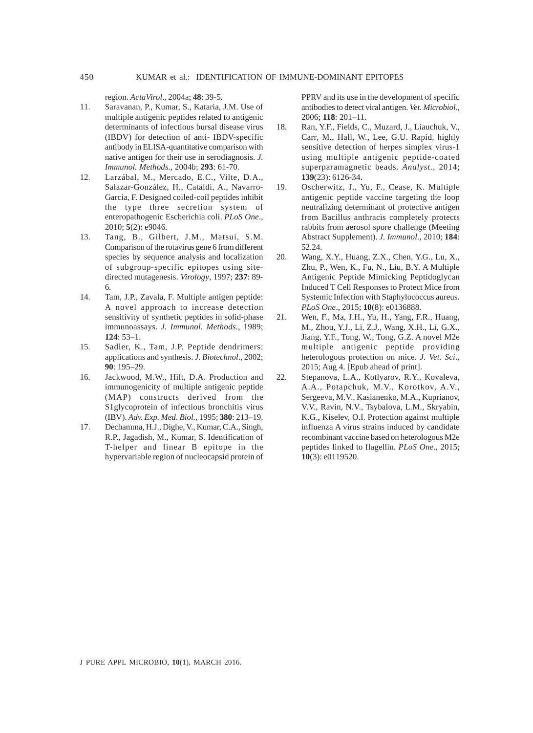region. *ActaVirol*., 2004a; **48**: 39-5.

11. Saravanan, P., Kumar, S., Kataria, J.M. Use of multiple antigenic peptides related to antigenic determinants of infectious bursal disease virus (IBDV) for detection of anti- IBDV-specific antibody in ELISA-quantitative comparison with native antigen for their use in serodiagnosis. *J. Immunol. Methods*., 2004b; **293**: 61-70.
12. Larzábal, M., Mercado, E.C., Vilte, D.A., Salazar-González, H., Cataldi, A., Navarro-Garcia, F. Designed coiled-coil peptides inhibit the type three secretion system of enteropathogenic Escherichia coli. *PLoS One*., 2010; **5**(2): e9046.
13. Tang, B., Gilbert, J.M., Matsui, S.M. Comparison of the rotavirus gene 6 from different species by sequence analysis and localization of subgroup-specific epitopes using site-directed mutagenesis. *Virology*, 1997; **237**: 89-6.
14. Tam, J.P., Zavala, F. Multiple antigen peptide: A novel approach to increase detection sensitivity of synthetic peptides in solid-phase immunoassays. *J. Immunol. Methods*., 1989; **124**: 53–1.
15. Sadler, K., Tam, J.P. Peptide dendrimers: applications and synthesis. *J. Biotechnol*., 2002; **90**: 195–29.
16. Jackwood, M.W., Hilt, D.A. Production and immunogenicity of multiple antigenic peptide (MAP) constructs derived from the S1glycoprotein of infectious bronchitis virus (IBV). *Adv. Exp. Med. Biol.*, 1995; **380**: 213–19.
17. Dechamma, H.J., Dighe, V., Kumar, C.A., Singh, R.P., Jagadish, M., Kumar, S. Identification of T-helper and linear B epitope in the hypervariable region of nucleocapsid protein of PPRV and its use in the development of specific antibodies to detect viral antigen. *Vet. Microbiol.,* 2006; **118**: 201–11.
18. Ran, Y.F., Fields, C., Muzard, J., Liauchuk, V., Carr, M., Hall, W., Lee, G.U. Rapid, highly sensitive detection of herpes simplex virus-1 using multiple antigenic peptide-coated superparamagnetic beads. *Analyst.*, 2014; **139**(23): 6126-34.
19. Oscherwitz, J., Yu, F., Cease, K. Multiple antigenic peptide vaccine targeting the loop neutralizing determinant of protective antigen from Bacillus anthracis completely protects rabbits from aerosol spore challenge (Meeting Abstract Supplement). *J. Immunol.,* 2010; **184**: 52.24.
20. Wang, X.Y., Huang, Z.X., Chen, Y.G., Lu, X., Zhu, P., Wen, K., Fu, N., Liu, B.Y. A Multiple Antigenic Peptide Mimicking Peptidoglycan Induced T Cell Responses to Protect Mice from Systemic Infection with Staphylococcus aureus. *PLoS One*., 2015; **10**(8): e0136888.
21. Wen, F., Ma, J.H., Yu, H., Yang, F.R., Huang, M., Zhou, Y.J., Li, Z.J., Wang, X.H., Li, G.X., Jiang, Y.F., Tong, W., Tong, G.Z. A novel M2e multiple antigenic peptide providing heterologous protection on mice. *J. Vet. Sci*., 2015; Aug 4. [Epub ahead of print].
22. Stepanova, L.A., Kotlyarov, R.Y., Kovaleva, A.A., Potapchuk, M.V., Korotkov, A.V., Sergeeva, M.V., Kasianenko, M.A., Kuprianov, V.V., Ravin, N.V., Tsybalova, L.M., Skryabin, K.G., Kiselev, O.I. Protection against multiple influenza A virus strains induced by candidate recombinant vaccine based on heterologous M2e peptides linked to flagellin. *PLoS One*., 2015; **10**(3): e0119520.